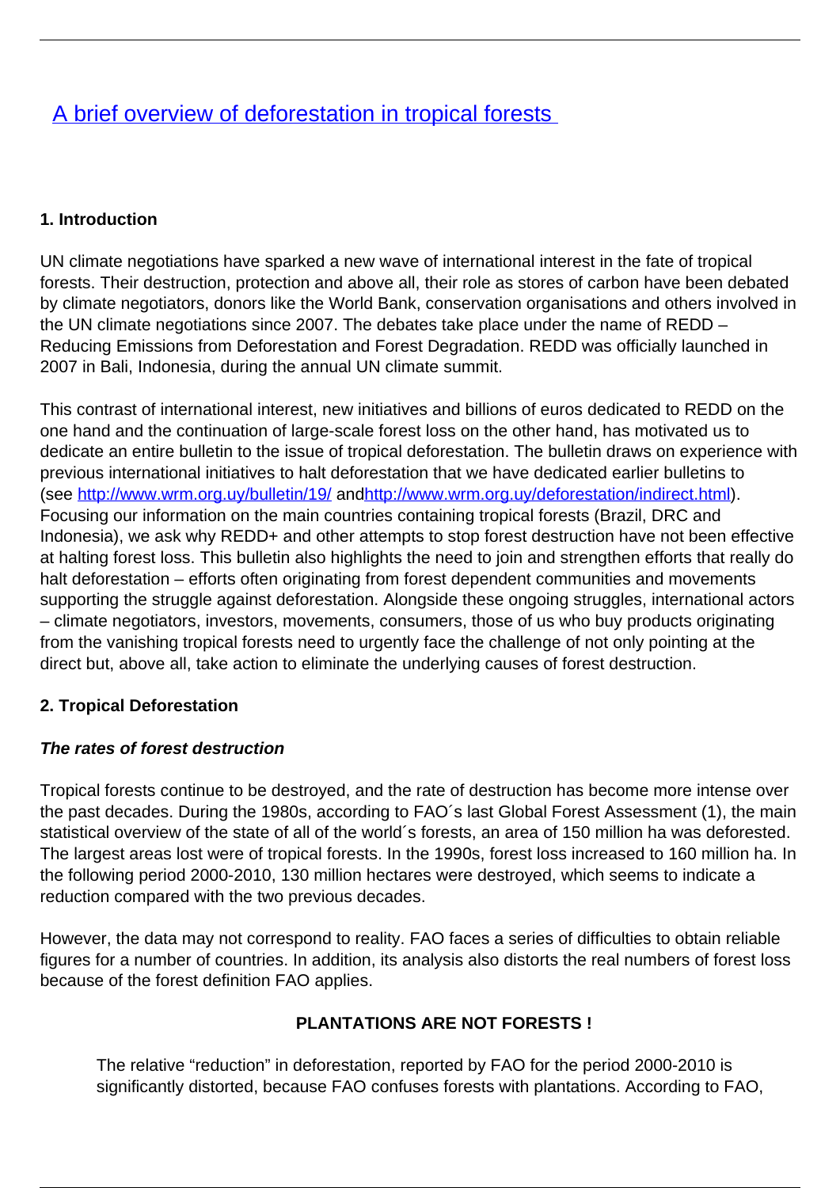# [A brief overview of deforestation in tropical forests](#)

**1. Introduction**

UN climate negotiations have sparked a new wave of international interest in the fate of tropical forests. Their destruction, protection and above all, their role as stores of carbon have been debated by climate negotiators, donors like the World Bank, conservation organisations and others involved in the UN climate negotiations since 2007. The debates take place under the name of REDD – Reducing Emissions from Deforestation and Forest Degradation. REDD was officially launched in 2007 in Bali, Indonesia, during the annual UN climate summit.

This contrast of international interest, new initiatives and billions of euros dedicated to REDD on the one hand and the continuation of large-scale forest loss on the other hand, has motivated us to dedicate an entire bulletin to the issue of tropical deforestation. The bulletin draws on experience with previous international initiatives to halt deforestation that we have dedicated earlier bulletins to (see [http://www.wrm.org.uy/bulletin/19/](http://www.wrm.org.uy/bulletin/19/) and[http://www.wrm.org.uy/deforestation/indirect.html](http://www.wrm.org.uy/deforestation/indirect.html)). Focusing our information on the main countries containing tropical forests (Brazil, DRC and Indonesia), we ask why REDD+ and other attempts to stop forest destruction have not been effective at halting forest loss. This bulletin also highlights the need to join and strengthen efforts that really do halt deforestation – efforts often originating from forest dependent communities and movements supporting the struggle against deforestation. Alongside these ongoing struggles, international actors – climate negotiators, investors, movements, consumers, those of us who buy products originating from the vanishing tropical forests need to urgently face the challenge of not only pointing at the direct but, above all, take action to eliminate the underlying causes of forest destruction.

**2. Tropical Deforestation**

***The rates of forest destruction***

Tropical forests continue to be destroyed, and the rate of destruction has become more intense over the past decades. During the 1980s, according to FAO´s last Global Forest Assessment (1), the main statistical overview of the state of all of the world´s forests, an area of 150 million ha was deforested. The largest areas lost were of tropical forests. In the 1990s, forest loss increased to 160 million ha. In the following period 2000-2010, 130 million hectares were destroyed, which seems to indicate a reduction compared with the two previous decades.

However, the data may not correspond to reality. FAO faces a series of difficulties to obtain reliable figures for a number of countries. In addition, its analysis also distorts the real numbers of forest loss because of the forest definition FAO applies.

**PLANTATIONS ARE NOT FORESTS !**

The relative "reduction" in deforestation, reported by FAO for the period 2000-2010 is significantly distorted, because FAO confuses forests with plantations. According to FAO,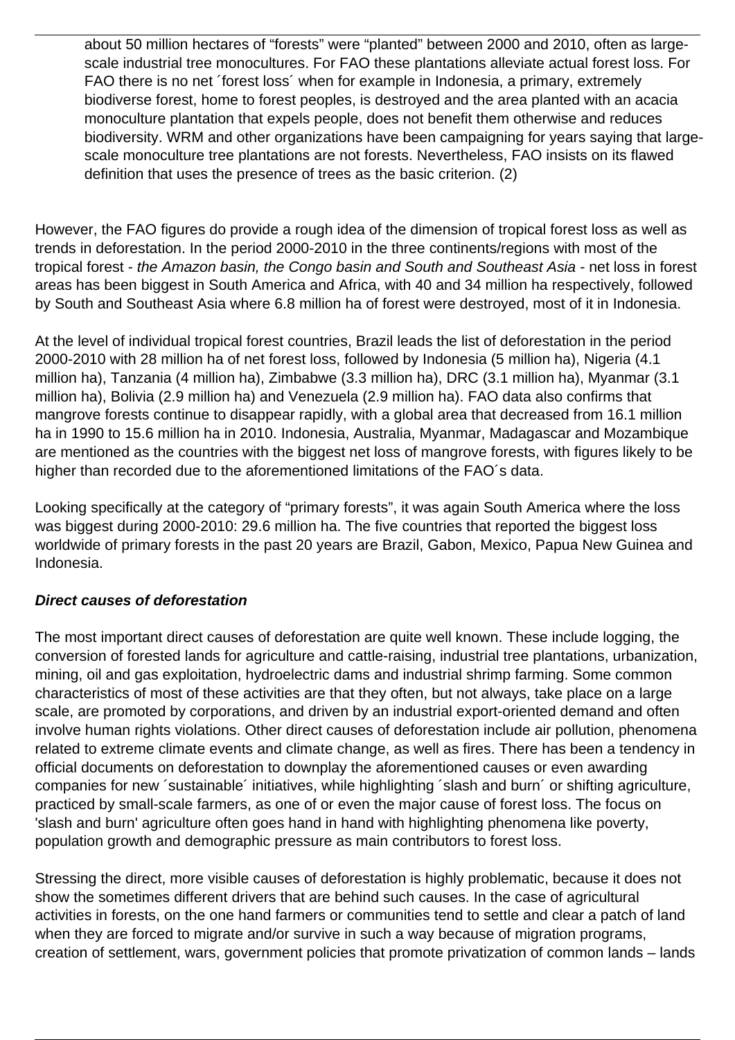about 50 million hectares of "forests" were "planted" between 2000 and 2010, often as large-scale industrial tree monocultures. For FAO these plantations alleviate actual forest loss. For FAO there is no net ´forest loss´ when for example in Indonesia, a primary, extremely biodiverse forest, home to forest peoples, is destroyed and the area planted with an acacia monoculture plantation that expels people, does not benefit them otherwise and reduces biodiversity. WRM and other organizations have been campaigning for years saying that large-scale monoculture tree plantations are not forests. Nevertheless, FAO insists on its flawed definition that uses the presence of trees as the basic criterion. (2)

However, the FAO figures do provide a rough idea of the dimension of tropical forest loss as well as trends in deforestation. In the period 2000-2010 in the three continents/regions with most of the tropical forest - *the Amazon basin, the Congo basin and South and Southeast Asia* - net loss in forest areas has been biggest in South America and Africa, with 40 and 34 million ha respectively, followed by South and Southeast Asia where 6.8 million ha of forest were destroyed, most of it in Indonesia.

At the level of individual tropical forest countries, Brazil leads the list of deforestation in the period 2000-2010 with 28 million ha of net forest loss, followed by Indonesia (5 million ha), Nigeria (4.1 million ha), Tanzania (4 million ha), Zimbabwe (3.3 million ha), DRC (3.1 million ha), Myanmar (3.1 million ha), Bolivia (2.9 million ha) and Venezuela (2.9 million ha). FAO data also confirms that mangrove forests continue to disappear rapidly, with a global area that decreased from 16.1 million ha in 1990 to 15.6 million ha in 2010. Indonesia, Australia, Myanmar, Madagascar and Mozambique are mentioned as the countries with the biggest net loss of mangrove forests, with figures likely to be higher than recorded due to the aforementioned limitations of the FAO´s data.

Looking specifically at the category of "primary forests", it was again South America where the loss was biggest during 2000-2010: 29.6 million ha. The five countries that reported the biggest loss worldwide of primary forests in the past 20 years are Brazil, Gabon, Mexico, Papua New Guinea and Indonesia.

***Direct causes of deforestation***

The most important direct causes of deforestation are quite well known. These include logging, the conversion of forested lands for agriculture and cattle-raising, industrial tree plantations, urbanization, mining, oil and gas exploitation, hydroelectric dams and industrial shrimp farming. Some common characteristics of most of these activities are that they often, but not always, take place on a large scale, are promoted by corporations, and driven by an industrial export-oriented demand and often involve human rights violations. Other direct causes of deforestation include air pollution, phenomena related to extreme climate events and climate change, as well as fires. There has been a tendency in official documents on deforestation to downplay the aforementioned causes or even awarding companies for new ´sustainable´ initiatives, while highlighting ´slash and burn´ or shifting agriculture, practiced by small-scale farmers, as one of or even the major cause of forest loss. The focus on 'slash and burn' agriculture often goes hand in hand with highlighting phenomena like poverty, population growth and demographic pressure as main contributors to forest loss.

Stressing the direct, more visible causes of deforestation is highly problematic, because it does not show the sometimes different drivers that are behind such causes. In the case of agricultural activities in forests, on the one hand farmers or communities tend to settle and clear a patch of land when they are forced to migrate and/or survive in such a way because of migration programs, creation of settlement, wars, government policies that promote privatization of common lands – lands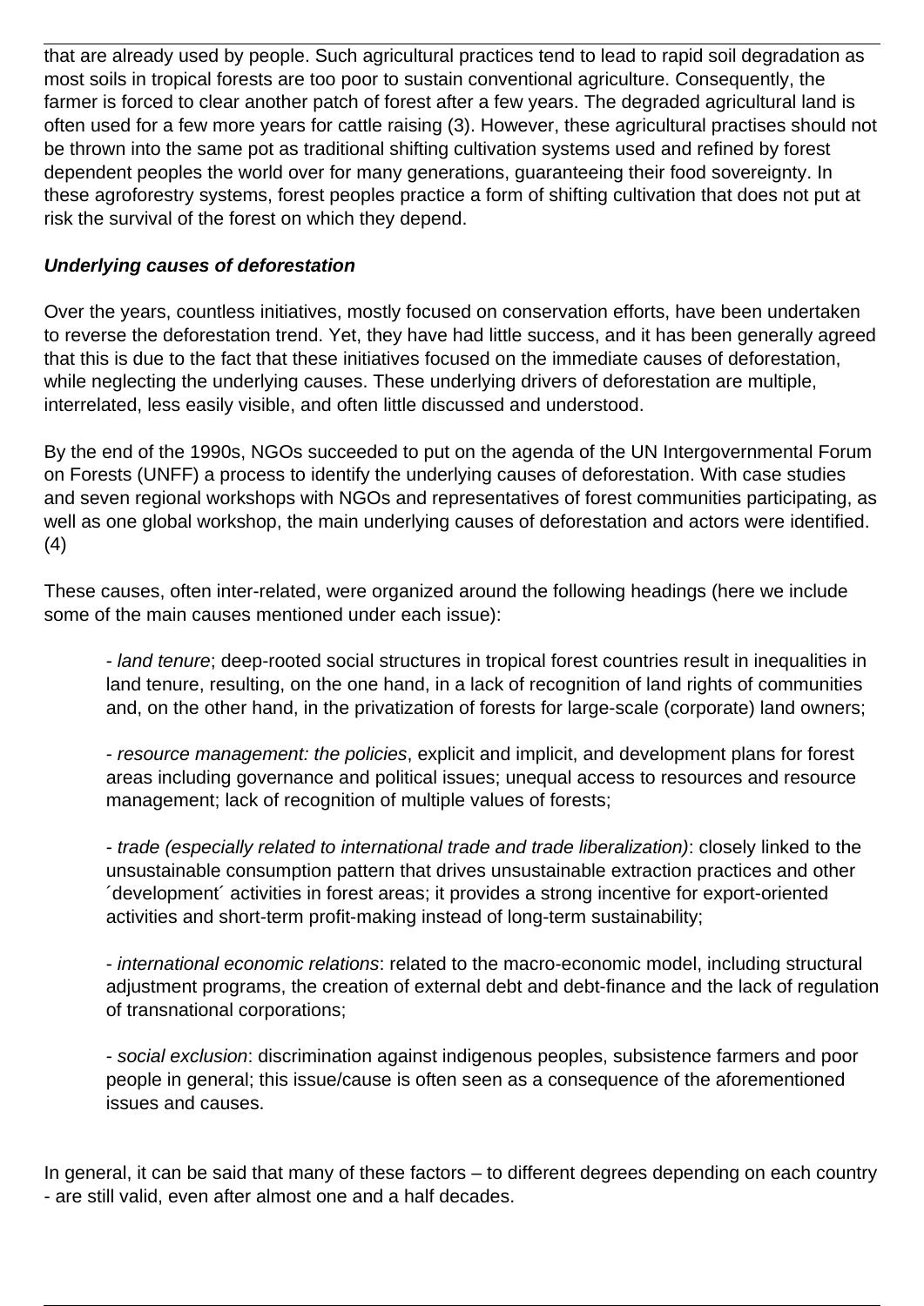that are already used by people. Such agricultural practices tend to lead to rapid soil degradation as most soils in tropical forests are too poor to sustain conventional agriculture. Consequently, the farmer is forced to clear another patch of forest after a few years. The degraded agricultural land is often used for a few more years for cattle raising (3). However, these agricultural practises should not be thrown into the same pot as traditional shifting cultivation systems used and refined by forest dependent peoples the world over for many generations, guaranteeing their food sovereignty. In these agroforestry systems, forest peoples practice a form of shifting cultivation that does not put at risk the survival of the forest on which they depend.

***Underlying causes of deforestation***

Over the years, countless initiatives, mostly focused on conservation efforts, have been undertaken to reverse the deforestation trend. Yet, they have had little success, and it has been generally agreed that this is due to the fact that these initiatives focused on the immediate causes of deforestation, while neglecting the underlying causes. These underlying drivers of deforestation are multiple, interrelated, less easily visible, and often little discussed and understood.

By the end of the 1990s, NGOs succeeded to put on the agenda of the UN Intergovernmental Forum on Forests (UNFF) a process to identify the underlying causes of deforestation. With case studies and seven regional workshops with NGOs and representatives of forest communities participating, as well as one global workshop, the main underlying causes of deforestation and actors were identified. (4)

These causes, often inter-related, were organized around the following headings (here we include some of the main causes mentioned under each issue):

- *land tenure*; deep-rooted social structures in tropical forest countries result in inequalities in land tenure, resulting, on the one hand, in a lack of recognition of land rights of communities and, on the other hand, in the privatization of forests for large-scale (corporate) land owners;

- *resource management: the policies*, explicit and implicit, and development plans for forest areas including governance and political issues; unequal access to resources and resource management; lack of recognition of multiple values of forests;

- *trade (especially related to international trade and trade liberalization)*: closely linked to the unsustainable consumption pattern that drives unsustainable extraction practices and other ´development´ activities in forest areas; it provides a strong incentive for export-oriented activities and short-term profit-making instead of long-term sustainability;

- *international economic relations*: related to the macro-economic model, including structural adjustment programs, the creation of external debt and debt-finance and the lack of regulation of transnational corporations;

- *social exclusion*: discrimination against indigenous peoples, subsistence farmers and poor people in general; this issue/cause is often seen as a consequence of the aforementioned issues and causes.

In general, it can be said that many of these factors – to different degrees depending on each country - are still valid, even after almost one and a half decades.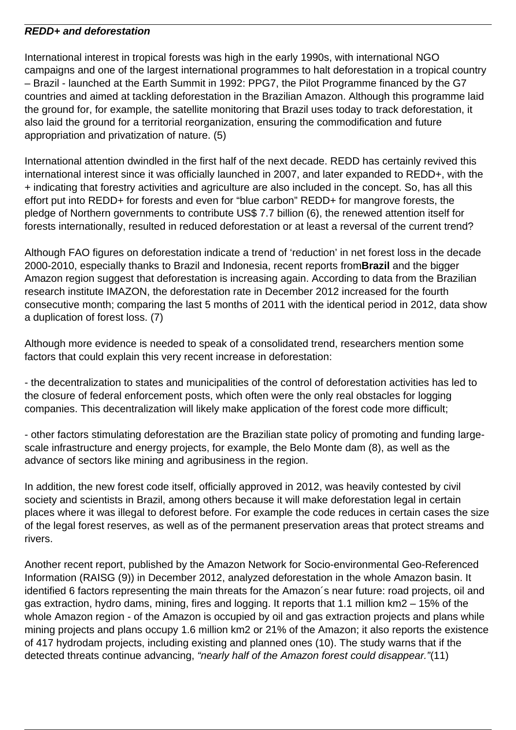***REDD+ and deforestation***

International interest in tropical forests was high in the early 1990s, with international NGO campaigns and one of the largest international programmes to halt deforestation in a tropical country – Brazil - launched at the Earth Summit in 1992: PPG7, the Pilot Programme financed by the G7 countries and aimed at tackling deforestation in the Brazilian Amazon. Although this programme laid the ground for, for example, the satellite monitoring that Brazil uses today to track deforestation, it also laid the ground for a territorial reorganization, ensuring the commodification and future appropriation and privatization of nature. (5)

International attention dwindled in the first half of the next decade. REDD has certainly revived this international interest since it was officially launched in 2007, and later expanded to REDD+, with the + indicating that forestry activities and agriculture are also included in the concept. So, has all this effort put into REDD+ for forests and even for "blue carbon" REDD+ for mangrove forests, the pledge of Northern governments to contribute US$ 7.7 billion (6), the renewed attention itself for forests internationally, resulted in reduced deforestation or at least a reversal of the current trend?

Although FAO figures on deforestation indicate a trend of 'reduction' in net forest loss in the decade 2000-2010, especially thanks to Brazil and Indonesia, recent reports from**Brazil** and the bigger Amazon region suggest that deforestation is increasing again. According to data from the Brazilian research institute IMAZON, the deforestation rate in December 2012 increased for the fourth consecutive month; comparing the last 5 months of 2011 with the identical period in 2012, data show a duplication of forest loss. (7)

Although more evidence is needed to speak of a consolidated trend, researchers mention some factors that could explain this very recent increase in deforestation:

- the decentralization to states and municipalities of the control of deforestation activities has led to the closure of federal enforcement posts, which often were the only real obstacles for logging companies. This decentralization will likely make application of the forest code more difficult;

- other factors stimulating deforestation are the Brazilian state policy of promoting and funding large-scale infrastructure and energy projects, for example, the Belo Monte dam (8), as well as the advance of sectors like mining and agribusiness in the region.

In addition, the new forest code itself, officially approved in 2012, was heavily contested by civil society and scientists in Brazil, among others because it will make deforestation legal in certain places where it was illegal to deforest before. For example the code reduces in certain cases the size of the legal forest reserves, as well as of the permanent preservation areas that protect streams and rivers.

Another recent report, published by the Amazon Network for Socio-environmental Geo-Referenced Information (RAISG (9)) in December 2012, analyzed deforestation in the whole Amazon basin. It identified 6 factors representing the main threats for the Amazon´s near future: road projects, oil and gas extraction, hydro dams, mining, fires and logging. It reports that 1.1 million km2 – 15% of the whole Amazon region - of the Amazon is occupied by oil and gas extraction projects and plans while mining projects and plans occupy 1.6 million km2 or 21% of the Amazon; it also reports the existence of 417 hydrodam projects, including existing and planned ones (10). The study warns that if the detected threats continue advancing, *"nearly half of the Amazon forest could disappear."*(11)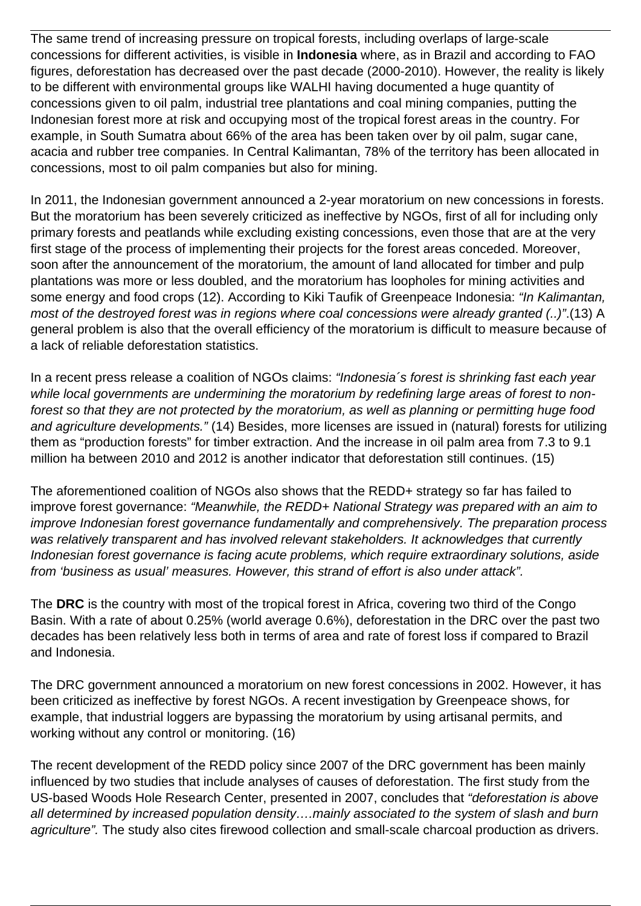The same trend of increasing pressure on tropical forests, including overlaps of large-scale concessions for different activities, is visible in **Indonesia** where, as in Brazil and according to FAO figures, deforestation has decreased over the past decade (2000-2010). However, the reality is likely to be different with environmental groups like WALHI having documented a huge quantity of concessions given to oil palm, industrial tree plantations and coal mining companies, putting the Indonesian forest more at risk and occupying most of the tropical forest areas in the country. For example, in South Sumatra about 66% of the area has been taken over by oil palm, sugar cane, acacia and rubber tree companies. In Central Kalimantan, 78% of the territory has been allocated in concessions, most to oil palm companies but also for mining.

In 2011, the Indonesian government announced a 2-year moratorium on new concessions in forests. But the moratorium has been severely criticized as ineffective by NGOs, first of all for including only primary forests and peatlands while excluding existing concessions, even those that are at the very first stage of the process of implementing their projects for the forest areas conceded. Moreover, soon after the announcement of the moratorium, the amount of land allocated for timber and pulp plantations was more or less doubled, and the moratorium has loopholes for mining activities and some energy and food crops (12). According to Kiki Taufik of Greenpeace Indonesia: *"In Kalimantan, most of the destroyed forest was in regions where coal concessions were already granted (..)"*.(13) A general problem is also that the overall efficiency of the moratorium is difficult to measure because of a lack of reliable deforestation statistics.

In a recent press release a coalition of NGOs claims: *"Indonesia´s forest is shrinking fast each year while local governments are undermining the moratorium by redefining large areas of forest to non-forest so that they are not protected by the moratorium, as well as planning or permitting huge food and agriculture developments."* (14) Besides, more licenses are issued in (natural) forests for utilizing them as "production forests" for timber extraction. And the increase in oil palm area from 7.3 to 9.1 million ha between 2010 and 2012 is another indicator that deforestation still continues. (15)

The aforementioned coalition of NGOs also shows that the REDD+ strategy so far has failed to improve forest governance: *"Meanwhile, the REDD+ National Strategy was prepared with an aim to improve Indonesian forest governance fundamentally and comprehensively. The preparation process was relatively transparent and has involved relevant stakeholders. It acknowledges that currently Indonesian forest governance is facing acute problems, which require extraordinary solutions, aside from 'business as usual' measures. However, this strand of effort is also under attack".*

The **DRC** is the country with most of the tropical forest in Africa, covering two third of the Congo Basin. With a rate of about 0.25% (world average 0.6%), deforestation in the DRC over the past two decades has been relatively less both in terms of area and rate of forest loss if compared to Brazil and Indonesia.

The DRC government announced a moratorium on new forest concessions in 2002. However, it has been criticized as ineffective by forest NGOs. A recent investigation by Greenpeace shows, for example, that industrial loggers are bypassing the moratorium by using artisanal permits, and working without any control or monitoring. (16)

The recent development of the REDD policy since 2007 of the DRC government has been mainly influenced by two studies that include analyses of causes of deforestation. The first study from the US-based Woods Hole Research Center, presented in 2007, concludes that *"deforestation is above all determined by increased population density….mainly associated to the system of slash and burn agriculture".* The study also cites firewood collection and small-scale charcoal production as drivers.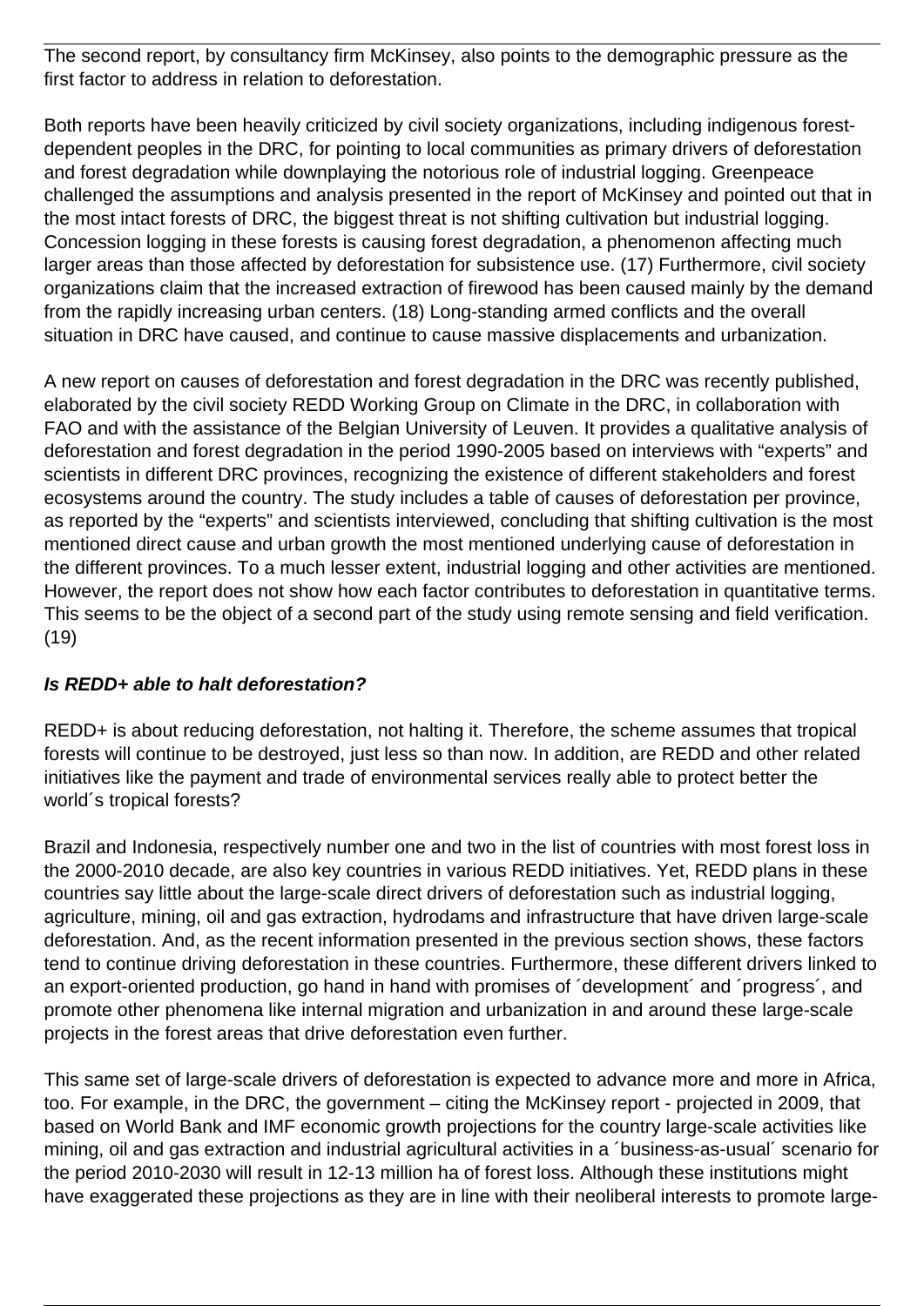The second report, by consultancy firm McKinsey, also points to the demographic pressure as the first factor to address in relation to deforestation.

Both reports have been heavily criticized by civil society organizations, including indigenous forest-dependent peoples in the DRC, for pointing to local communities as primary drivers of deforestation and forest degradation while downplaying the notorious role of industrial logging. Greenpeace challenged the assumptions and analysis presented in the report of McKinsey and pointed out that in the most intact forests of DRC, the biggest threat is not shifting cultivation but industrial logging. Concession logging in these forests is causing forest degradation, a phenomenon affecting much larger areas than those affected by deforestation for subsistence use. (17) Furthermore, civil society organizations claim that the increased extraction of firewood has been caused mainly by the demand from the rapidly increasing urban centers. (18) Long-standing armed conflicts and the overall situation in DRC have caused, and continue to cause massive displacements and urbanization.

A new report on causes of deforestation and forest degradation in the DRC was recently published, elaborated by the civil society REDD Working Group on Climate in the DRC, in collaboration with FAO and with the assistance of the Belgian University of Leuven. It provides a qualitative analysis of deforestation and forest degradation in the period 1990-2005 based on interviews with "experts" and scientists in different DRC provinces, recognizing the existence of different stakeholders and forest ecosystems around the country. The study includes a table of causes of deforestation per province, as reported by the "experts" and scientists interviewed, concluding that shifting cultivation is the most mentioned direct cause and urban growth the most mentioned underlying cause of deforestation in the different provinces. To a much lesser extent, industrial logging and other activities are mentioned. However, the report does not show how each factor contributes to deforestation in quantitative terms. This seems to be the object of a second part of the study using remote sensing and field verification. (19)

***Is REDD+ able to halt deforestation?***

REDD+ is about reducing deforestation, not halting it. Therefore, the scheme assumes that tropical forests will continue to be destroyed, just less so than now. In addition, are REDD and other related initiatives like the payment and trade of environmental services really able to protect better the world´s tropical forests?

Brazil and Indonesia, respectively number one and two in the list of countries with most forest loss in the 2000-2010 decade, are also key countries in various REDD initiatives. Yet, REDD plans in these countries say little about the large-scale direct drivers of deforestation such as industrial logging, agriculture, mining, oil and gas extraction, hydrodams and infrastructure that have driven large-scale deforestation. And, as the recent information presented in the previous section shows, these factors tend to continue driving deforestation in these countries. Furthermore, these different drivers linked to an export-oriented production, go hand in hand with promises of ´development´ and ´progress´, and promote other phenomena like internal migration and urbanization in and around these large-scale projects in the forest areas that drive deforestation even further.

This same set of large-scale drivers of deforestation is expected to advance more and more in Africa, too. For example, in the DRC, the government – citing the McKinsey report - projected in 2009, that based on World Bank and IMF economic growth projections for the country large-scale activities like mining, oil and gas extraction and industrial agricultural activities in a ´business-as-usual´ scenario for the period 2010-2030 will result in 12-13 million ha of forest loss. Although these institutions might have exaggerated these projections as they are in line with their neoliberal interests to promote large-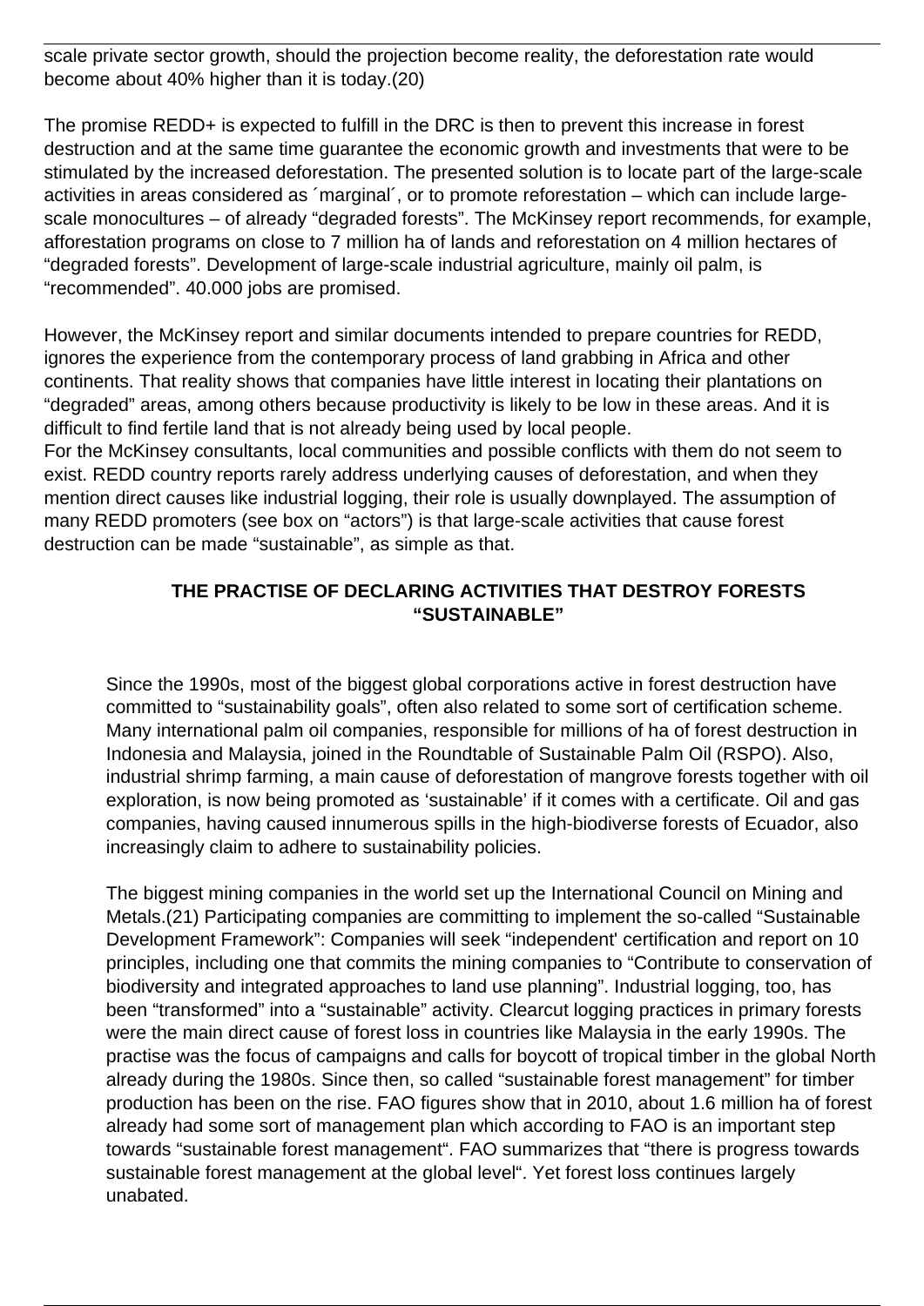scale private sector growth, should the projection become reality, the deforestation rate would become about 40% higher than it is today.(20)

The promise REDD+ is expected to fulfill in the DRC is then to prevent this increase in forest destruction and at the same time guarantee the economic growth and investments that were to be stimulated by the increased deforestation. The presented solution is to locate part of the large-scale activities in areas considered as ´marginal´, or to promote reforestation – which can include large-scale monocultures – of already "degraded forests". The McKinsey report recommends, for example, afforestation programs on close to 7 million ha of lands and reforestation on 4 million hectares of "degraded forests". Development of large-scale industrial agriculture, mainly oil palm, is "recommended". 40.000 jobs are promised.

However, the McKinsey report and similar documents intended to prepare countries for REDD, ignores the experience from the contemporary process of land grabbing in Africa and other continents. That reality shows that companies have little interest in locating their plantations on "degraded" areas, among others because productivity is likely to be low in these areas. And it is difficult to find fertile land that is not already being used by local people.
For the McKinsey consultants, local communities and possible conflicts with them do not seem to exist. REDD country reports rarely address underlying causes of deforestation, and when they mention direct causes like industrial logging, their role is usually downplayed. The assumption of many REDD promoters (see box on "actors") is that large-scale activities that cause forest destruction can be made "sustainable", as simple as that.

## THE PRACTISE OF DECLARING ACTIVITIES THAT DESTROY FORESTS "SUSTAINABLE"

Since the 1990s, most of the biggest global corporations active in forest destruction have committed to "sustainability goals", often also related to some sort of certification scheme. Many international palm oil companies, responsible for millions of ha of forest destruction in Indonesia and Malaysia, joined in the Roundtable of Sustainable Palm Oil (RSPO). Also, industrial shrimp farming, a main cause of deforestation of mangrove forests together with oil exploration, is now being promoted as 'sustainable' if it comes with a certificate. Oil and gas companies, having caused innumerous spills in the high-biodiverse forests of Ecuador, also increasingly claim to adhere to sustainability policies.

The biggest mining companies in the world set up the International Council on Mining and Metals.(21) Participating companies are committing to implement the so-called "Sustainable Development Framework": Companies will seek "independent' certification and report on 10 principles, including one that commits the mining companies to "Contribute to conservation of biodiversity and integrated approaches to land use planning". Industrial logging, too, has been "transformed" into a "sustainable" activity. Clearcut logging practices in primary forests were the main direct cause of forest loss in countries like Malaysia in the early 1990s. The practise was the focus of campaigns and calls for boycott of tropical timber in the global North already during the 1980s. Since then, so called "sustainable forest management" for timber production has been on the rise. FAO figures show that in 2010, about 1.6 million ha of forest already had some sort of management plan which according to FAO is an important step towards "sustainable forest management". FAO summarizes that "there is progress towards sustainable forest management at the global level". Yet forest loss continues largely unabated.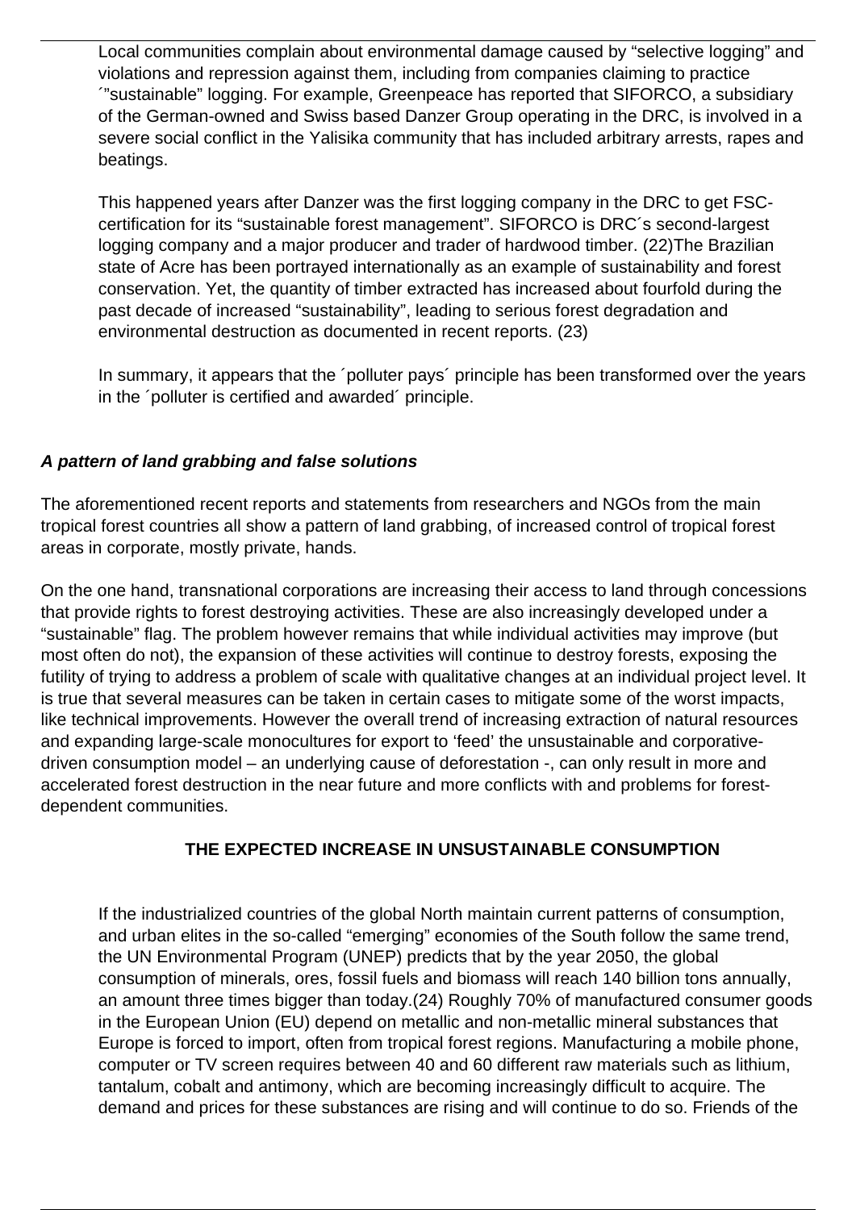Local communities complain about environmental damage caused by "selective logging" and violations and repression against them, including from companies claiming to practice ´"sustainable" logging. For example, Greenpeace has reported that SIFORCO, a subsidiary of the German-owned and Swiss based Danzer Group operating in the DRC, is involved in a severe social conflict in the Yalisika community that has included arbitrary arrests, rapes and beatings.

This happened years after Danzer was the first logging company in the DRC to get FSC-certification for its "sustainable forest management". SIFORCO is DRC´s second-largest logging company and a major producer and trader of hardwood timber. (22)The Brazilian state of Acre has been portrayed internationally as an example of sustainability and forest conservation. Yet, the quantity of timber extracted has increased about fourfold during the past decade of increased "sustainability", leading to serious forest degradation and environmental destruction as documented in recent reports. (23)

In summary, it appears that the ´polluter pays´ principle has been transformed over the years in the ´polluter is certified and awarded´ principle.

***A pattern of land grabbing and false solutions***

The aforementioned recent reports and statements from researchers and NGOs from the main tropical forest countries all show a pattern of land grabbing, of increased control of tropical forest areas in corporate, mostly private, hands.

On the one hand, transnational corporations are increasing their access to land through concessions that provide rights to forest destroying activities. These are also increasingly developed under a "sustainable" flag. The problem however remains that while individual activities may improve (but most often do not), the expansion of these activities will continue to destroy forests, exposing the futility of trying to address a problem of scale with qualitative changes at an individual project level. It is true that several measures can be taken in certain cases to mitigate some of the worst impacts, like technical improvements. However the overall trend of increasing extraction of natural resources and expanding large-scale monocultures for export to 'feed' the unsustainable and corporative-driven consumption model – an underlying cause of deforestation -, can only result in more and accelerated forest destruction in the near future and more conflicts with and problems for forest-dependent communities.

**THE EXPECTED INCREASE IN UNSUSTAINABLE CONSUMPTION**

If the industrialized countries of the global North maintain current patterns of consumption, and urban elites in the so-called "emerging" economies of the South follow the same trend, the UN Environmental Program (UNEP) predicts that by the year 2050, the global consumption of minerals, ores, fossil fuels and biomass will reach 140 billion tons annually, an amount three times bigger than today.(24) Roughly 70% of manufactured consumer goods in the European Union (EU) depend on metallic and non-metallic mineral substances that Europe is forced to import, often from tropical forest regions. Manufacturing a mobile phone, computer or TV screen requires between 40 and 60 different raw materials such as lithium, tantalum, cobalt and antimony, which are becoming increasingly difficult to acquire. The demand and prices for these substances are rising and will continue to do so. Friends of the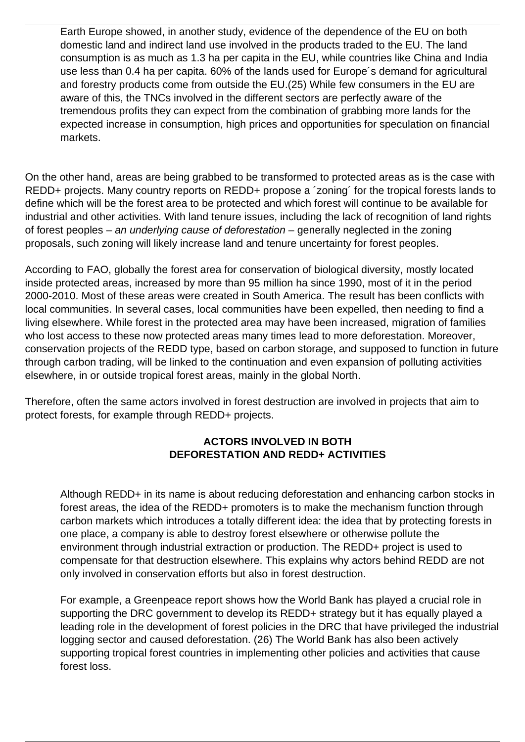Earth Europe showed, in another study, evidence of the dependence of the EU on both domestic land and indirect land use involved in the products traded to the EU. The land consumption is as much as 1.3 ha per capita in the EU, while countries like China and India use less than 0.4 ha per capita. 60% of the lands used for Europe´s demand for agricultural and forestry products come from outside the EU.(25) While few consumers in the EU are aware of this, the TNCs involved in the different sectors are perfectly aware of the tremendous profits they can expect from the combination of grabbing more lands for the expected increase in consumption, high prices and opportunities for speculation on financial markets.

On the other hand, areas are being grabbed to be transformed to protected areas as is the case with REDD+ projects. Many country reports on REDD+ propose a ´zoning´ for the tropical forests lands to define which will be the forest area to be protected and which forest will continue to be available for industrial and other activities. With land tenure issues, including the lack of recognition of land rights of forest peoples – *an underlying cause of deforestation* – generally neglected in the zoning proposals, such zoning will likely increase land and tenure uncertainty for forest peoples.

According to FAO, globally the forest area for conservation of biological diversity, mostly located inside protected areas, increased by more than 95 million ha since 1990, most of it in the period 2000-2010. Most of these areas were created in South America. The result has been conflicts with local communities. In several cases, local communities have been expelled, then needing to find a living elsewhere. While forest in the protected area may have been increased, migration of families who lost access to these now protected areas many times lead to more deforestation. Moreover, conservation projects of the REDD type, based on carbon storage, and supposed to function in future through carbon trading, will be linked to the continuation and even expansion of polluting activities elsewhere, in or outside tropical forest areas, mainly in the global North.

Therefore, often the same actors involved in forest destruction are involved in projects that aim to protect forests, for example through REDD+ projects.

## ACTORS INVOLVED IN BOTH DEFORESTATION AND REDD+ ACTIVITIES

Although REDD+ in its name is about reducing deforestation and enhancing carbon stocks in forest areas, the idea of the REDD+ promoters is to make the mechanism function through carbon markets which introduces a totally different idea: the idea that by protecting forests in one place, a company is able to destroy forest elsewhere or otherwise pollute the environment through industrial extraction or production. The REDD+ project is used to compensate for that destruction elsewhere. This explains why actors behind REDD are not only involved in conservation efforts but also in forest destruction.

For example, a Greenpeace report shows how the World Bank has played a crucial role in supporting the DRC government to develop its REDD+ strategy but it has equally played a leading role in the development of forest policies in the DRC that have privileged the industrial logging sector and caused deforestation. (26) The World Bank has also been actively supporting tropical forest countries in implementing other policies and activities that cause forest loss.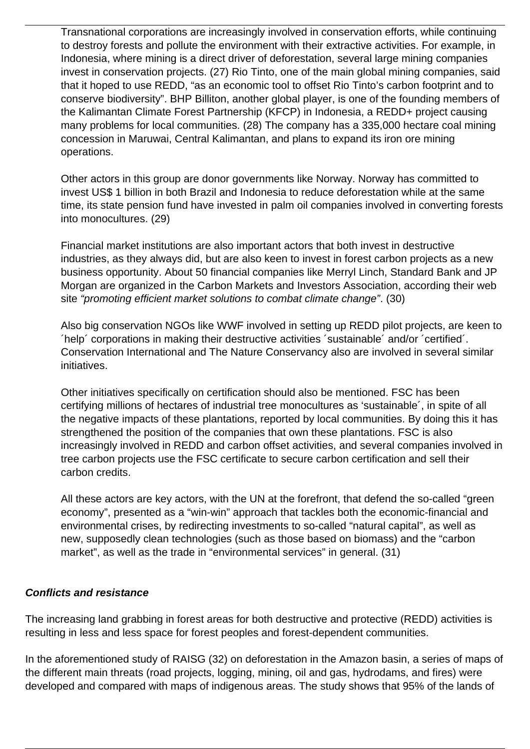Transnational corporations are increasingly involved in conservation efforts, while continuing to destroy forests and pollute the environment with their extractive activities. For example, in Indonesia, where mining is a direct driver of deforestation, several large mining companies invest in conservation projects. (27) Rio Tinto, one of the main global mining companies, said that it hoped to use REDD, "as an economic tool to offset Rio Tinto's carbon footprint and to conserve biodiversity". BHP Billiton, another global player, is one of the founding members of the Kalimantan Climate Forest Partnership (KFCP) in Indonesia, a REDD+ project causing many problems for local communities. (28) The company has a 335,000 hectare coal mining concession in Maruwai, Central Kalimantan, and plans to expand its iron ore mining operations.

Other actors in this group are donor governments like Norway. Norway has committed to invest US$ 1 billion in both Brazil and Indonesia to reduce deforestation while at the same time, its state pension fund have invested in palm oil companies involved in converting forests into monocultures. (29)

Financial market institutions are also important actors that both invest in destructive industries, as they always did, but are also keen to invest in forest carbon projects as a new business opportunity. About 50 financial companies like Merryl Linch, Standard Bank and JP Morgan are organized in the Carbon Markets and Investors Association, according their web site *"promoting efficient market solutions to combat climate change"*. (30)

Also big conservation NGOs like WWF involved in setting up REDD pilot projects, are keen to ´help´ corporations in making their destructive activities ´sustainable´ and/or ´certified´. Conservation International and The Nature Conservancy also are involved in several similar initiatives.

Other initiatives specifically on certification should also be mentioned. FSC has been certifying millions of hectares of industrial tree monocultures as 'sustainable´, in spite of all the negative impacts of these plantations, reported by local communities. By doing this it has strengthened the position of the companies that own these plantations. FSC is also increasingly involved in REDD and carbon offset activities, and several companies involved in tree carbon projects use the FSC certificate to secure carbon certification and sell their carbon credits.

All these actors are key actors, with the UN at the forefront, that defend the so-called "green economy", presented as a "win-win" approach that tackles both the economic-financial and environmental crises, by redirecting investments to so-called "natural capital", as well as new, supposedly clean technologies (such as those based on biomass) and the "carbon market", as well as the trade in "environmental services" in general. (31)

***Conflicts and resistance***

The increasing land grabbing in forest areas for both destructive and protective (REDD) activities is resulting in less and less space for forest peoples and forest-dependent communities.

In the aforementioned study of RAISG (32) on deforestation in the Amazon basin, a series of maps of the different main threats (road projects, logging, mining, oil and gas, hydrodams, and fires) were developed and compared with maps of indigenous areas. The study shows that 95% of the lands of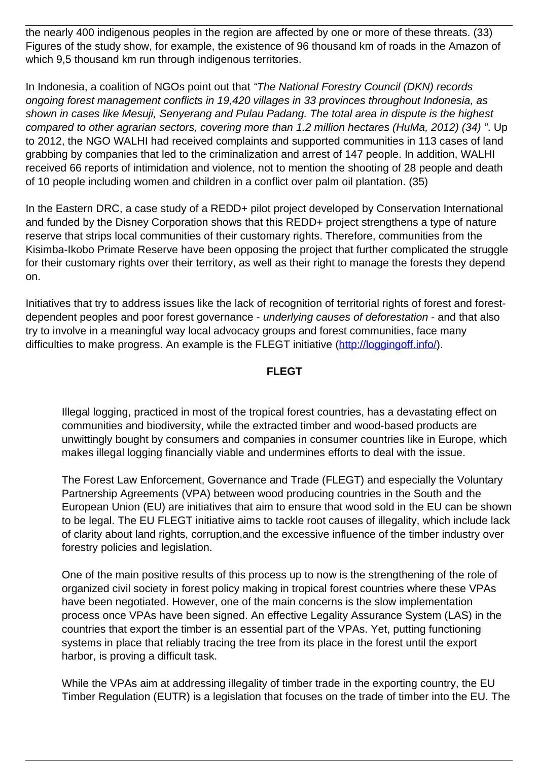the nearly 400 indigenous peoples in the region are affected by one or more of these threats. (33) Figures of the study show, for example, the existence of 96 thousand km of roads in the Amazon of which 9,5 thousand km run through indigenous territories.

In Indonesia, a coalition of NGOs point out that *"The National Forestry Council (DKN) records ongoing forest management conflicts in 19,420 villages in 33 provinces throughout Indonesia, as shown in cases like Mesuji, Senyerang and Pulau Padang. The total area in dispute is the highest compared to other agrarian sectors, covering more than 1.2 million hectares (HuMa, 2012) (34) "*. Up to 2012, the NGO WALHI had received complaints and supported communities in 113 cases of land grabbing by companies that led to the criminalization and arrest of 147 people. In addition, WALHI received 66 reports of intimidation and violence, not to mention the shooting of 28 people and death of 10 people including women and children in a conflict over palm oil plantation. (35)

In the Eastern DRC, a case study of a REDD+ pilot project developed by Conservation International and funded by the Disney Corporation shows that this REDD+ project strengthens a type of nature reserve that strips local communities of their customary rights. Therefore, communities from the Kisimba-Ikobo Primate Reserve have been opposing the project that further complicated the struggle for their customary rights over their territory, as well as their right to manage the forests they depend on.

Initiatives that try to address issues like the lack of recognition of territorial rights of forest and forest-dependent peoples and poor forest governance - *underlying causes of deforestation* - and that also try to involve in a meaningful way local advocacy groups and forest communities, face many difficulties to make progress. An example is the FLEGT initiative ([http://loggingoff.info/](http://loggingoff.info/)).

**FLEGT**

Illegal logging, practiced in most of the tropical forest countries, has a devastating effect on communities and biodiversity, while the extracted timber and wood-based products are unwittingly bought by consumers and companies in consumer countries like in Europe, which makes illegal logging financially viable and undermines efforts to deal with the issue.

The Forest Law Enforcement, Governance and Trade (FLEGT) and especially the Voluntary Partnership Agreements (VPA) between wood producing countries in the South and the European Union (EU) are initiatives that aim to ensure that wood sold in the EU can be shown to be legal. The EU FLEGT initiative aims to tackle root causes of illegality, which include lack of clarity about land rights, corruption,and the excessive influence of the timber industry over forestry policies and legislation.

One of the main positive results of this process up to now is the strengthening of the role of organized civil society in forest policy making in tropical forest countries where these VPAs have been negotiated. However, one of the main concerns is the slow implementation process once VPAs have been signed. An effective Legality Assurance System (LAS) in the countries that export the timber is an essential part of the VPAs. Yet, putting functioning systems in place that reliably tracing the tree from its place in the forest until the export harbor, is proving a difficult task.

While the VPAs aim at addressing illegality of timber trade in the exporting country, the EU Timber Regulation (EUTR) is a legislation that focuses on the trade of timber into the EU. The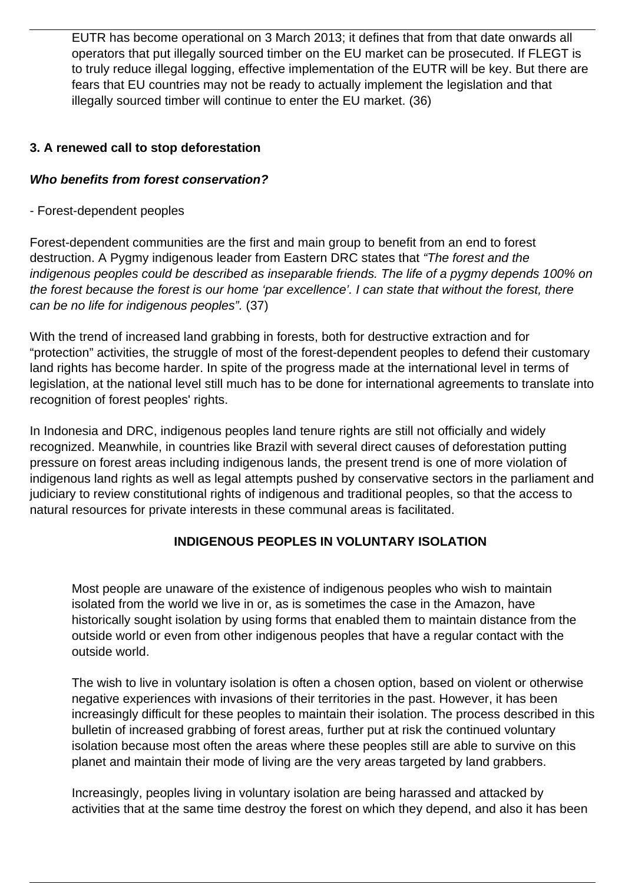EUTR has become operational on 3 March 2013; it defines that from that date onwards all operators that put illegally sourced timber on the EU market can be prosecuted. If FLEGT is to truly reduce illegal logging, effective implementation of the EUTR will be key. But there are fears that EU countries may not be ready to actually implement the legislation and that illegally sourced timber will continue to enter the EU market. (36)

### 3. A renewed call to stop deforestation

#### *Who benefits from forest conservation?*

- Forest-dependent peoples

Forest-dependent communities are the first and main group to benefit from an end to forest destruction. A Pygmy indigenous leader from Eastern DRC states that *"The forest and the indigenous peoples could be described as inseparable friends. The life of a pygmy depends 100% on the forest because the forest is our home 'par excellence'. I can state that without the forest, there can be no life for indigenous peoples".* (37)

With the trend of increased land grabbing in forests, both for destructive extraction and for "protection" activities, the struggle of most of the forest-dependent peoples to defend their customary land rights has become harder. In spite of the progress made at the international level in terms of legislation, at the national level still much has to be done for international agreements to translate into recognition of forest peoples' rights.

In Indonesia and DRC, indigenous peoples land tenure rights are still not officially and widely recognized. Meanwhile, in countries like Brazil with several direct causes of deforestation putting pressure on forest areas including indigenous lands, the present trend is one of more violation of indigenous land rights as well as legal attempts pushed by conservative sectors in the parliament and judiciary to review constitutional rights of indigenous and traditional peoples, so that the access to natural resources for private interests in these communal areas is facilitated.

**INDIGENOUS PEOPLES IN VOLUNTARY ISOLATION**

Most people are unaware of the existence of indigenous peoples who wish to maintain isolated from the world we live in or, as is sometimes the case in the Amazon, have historically sought isolation by using forms that enabled them to maintain distance from the outside world or even from other indigenous peoples that have a regular contact with the outside world.

The wish to live in voluntary isolation is often a chosen option, based on violent or otherwise negative experiences with invasions of their territories in the past. However, it has been increasingly difficult for these peoples to maintain their isolation. The process described in this bulletin of increased grabbing of forest areas, further put at risk the continued voluntary isolation because most often the areas where these peoples still are able to survive on this planet and maintain their mode of living are the very areas targeted by land grabbers.

Increasingly, peoples living in voluntary isolation are being harassed and attacked by activities that at the same time destroy the forest on which they depend, and also it has been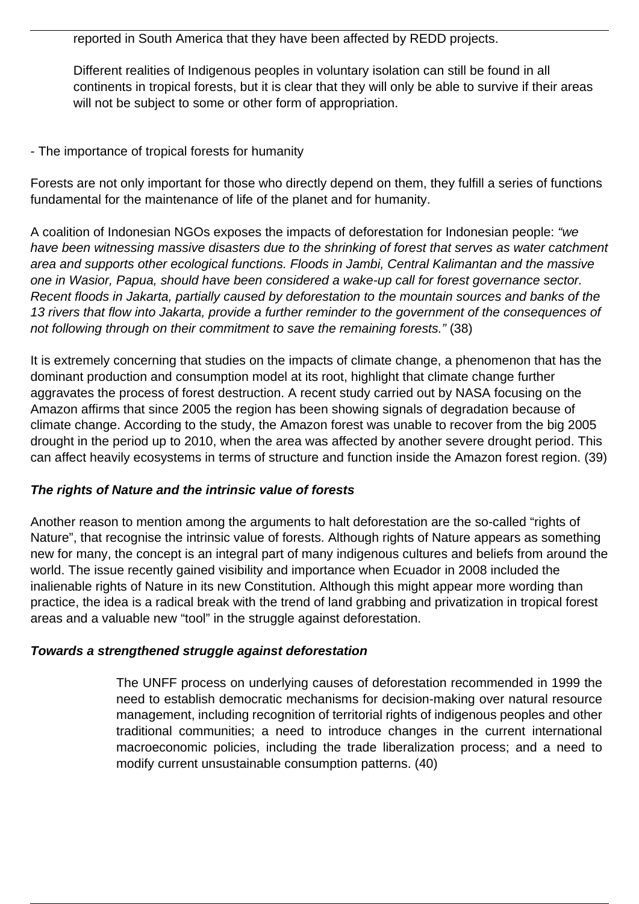reported in South America that they have been affected by REDD projects.

Different realities of Indigenous peoples in voluntary isolation can still be found in all continents in tropical forests, but it is clear that they will only be able to survive if their areas will not be subject to some or other form of appropriation.

- The importance of tropical forests for humanity

Forests are not only important for those who directly depend on them, they fulfill a series of functions fundamental for the maintenance of life of the planet and for humanity.

A coalition of Indonesian NGOs exposes the impacts of deforestation for Indonesian people: *"we have been witnessing massive disasters due to the shrinking of forest that serves as water catchment area and supports other ecological functions. Floods in Jambi, Central Kalimantan and the massive one in Wasior, Papua, should have been considered a wake-up call for forest governance sector. Recent floods in Jakarta, partially caused by deforestation to the mountain sources and banks of the 13 rivers that flow into Jakarta, provide a further reminder to the government of the consequences of not following through on their commitment to save the remaining forests."* (38)

It is extremely concerning that studies on the impacts of climate change, a phenomenon that has the dominant production and consumption model at its root, highlight that climate change further aggravates the process of forest destruction. A recent study carried out by NASA focusing on the Amazon affirms that since 2005 the region has been showing signals of degradation because of climate change. According to the study, the Amazon forest was unable to recover from the big 2005 drought in the period up to 2010, when the area was affected by another severe drought period. This can affect heavily ecosystems in terms of structure and function inside the Amazon forest region. (39)

***The rights of Nature and the intrinsic value of forests***

Another reason to mention among the arguments to halt deforestation are the so-called "rights of Nature", that recognise the intrinsic value of forests. Although rights of Nature appears as something new for many, the concept is an integral part of many indigenous cultures and beliefs from around the world. The issue recently gained visibility and importance when Ecuador in 2008 included the inalienable rights of Nature in its new Constitution. Although this might appear more wording than practice, the idea is a radical break with the trend of land grabbing and privatization in tropical forest areas and a valuable new "tool" in the struggle against deforestation.

***Towards a strengthened struggle against deforestation***

The UNFF process on underlying causes of deforestation recommended in 1999 the need to establish democratic mechanisms for decision-making over natural resource management, including recognition of territorial rights of indigenous peoples and other traditional communities; a need to introduce changes in the current international macroeconomic policies, including the trade liberalization process; and a need to modify current unsustainable consumption patterns. (40)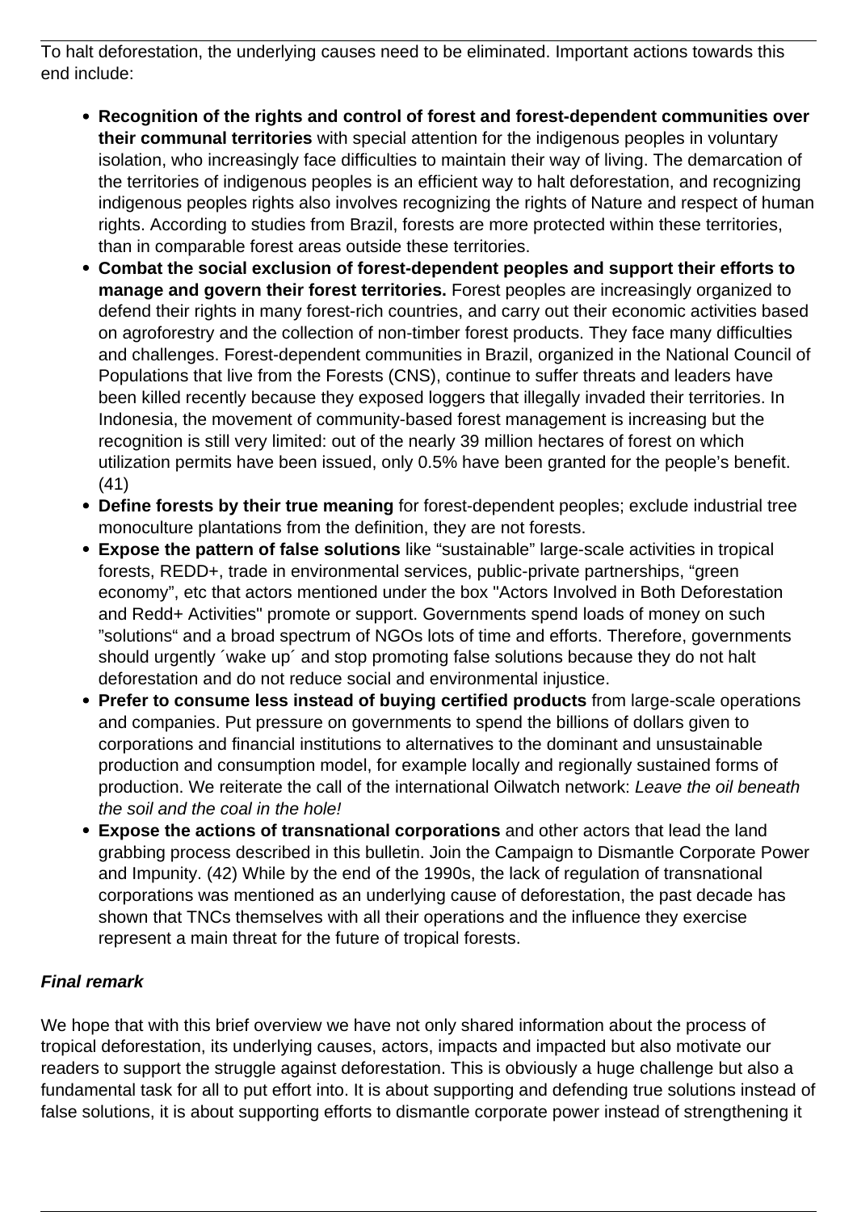To halt deforestation, the underlying causes need to be eliminated. Important actions towards this end include:

- **Recognition of the rights and control of forest and forest-dependent communities over their communal territories** with special attention for the indigenous peoples in voluntary isolation, who increasingly face difficulties to maintain their way of living. The demarcation of the territories of indigenous peoples is an efficient way to halt deforestation, and recognizing indigenous peoples rights also involves recognizing the rights of Nature and respect of human rights. According to studies from Brazil, forests are more protected within these territories, than in comparable forest areas outside these territories.
- **Combat the social exclusion of forest-dependent peoples and support their efforts to manage and govern their forest territories.** Forest peoples are increasingly organized to defend their rights in many forest-rich countries, and carry out their economic activities based on agroforestry and the collection of non-timber forest products. They face many difficulties and challenges. Forest-dependent communities in Brazil, organized in the National Council of Populations that live from the Forests (CNS), continue to suffer threats and leaders have been killed recently because they exposed loggers that illegally invaded their territories. In Indonesia, the movement of community-based forest management is increasing but the recognition is still very limited: out of the nearly 39 million hectares of forest on which utilization permits have been issued, only 0.5% have been granted for the people's benefit. (41)
- **Define forests by their true meaning** for forest-dependent peoples; exclude industrial tree monoculture plantations from the definition, they are not forests.
- **Expose the pattern of false solutions** like "sustainable" large-scale activities in tropical forests, REDD+, trade in environmental services, public-private partnerships, "green economy", etc that actors mentioned under the box "Actors Involved in Both Deforestation and Redd+ Activities" promote or support. Governments spend loads of money on such "solutions" and a broad spectrum of NGOs lots of time and efforts. Therefore, governments should urgently ´wake up´ and stop promoting false solutions because they do not halt deforestation and do not reduce social and environmental injustice.
- **Prefer to consume less instead of buying certified products** from large-scale operations and companies. Put pressure on governments to spend the billions of dollars given to corporations and financial institutions to alternatives to the dominant and unsustainable production and consumption model, for example locally and regionally sustained forms of production. We reiterate the call of the international Oilwatch network: *Leave the oil beneath the soil and the coal in the hole!*
- **Expose the actions of transnational corporations** and other actors that lead the land grabbing process described in this bulletin. Join the Campaign to Dismantle Corporate Power and Impunity. (42) While by the end of the 1990s, the lack of regulation of transnational corporations was mentioned as an underlying cause of deforestation, the past decade has shown that TNCs themselves with all their operations and the influence they exercise represent a main threat for the future of tropical forests.

***Final remark***

We hope that with this brief overview we have not only shared information about the process of tropical deforestation, its underlying causes, actors, impacts and impacted but also motivate our readers to support the struggle against deforestation. This is obviously a huge challenge but also a fundamental task for all to put effort into. It is about supporting and defending true solutions instead of false solutions, it is about supporting efforts to dismantle corporate power instead of strengthening it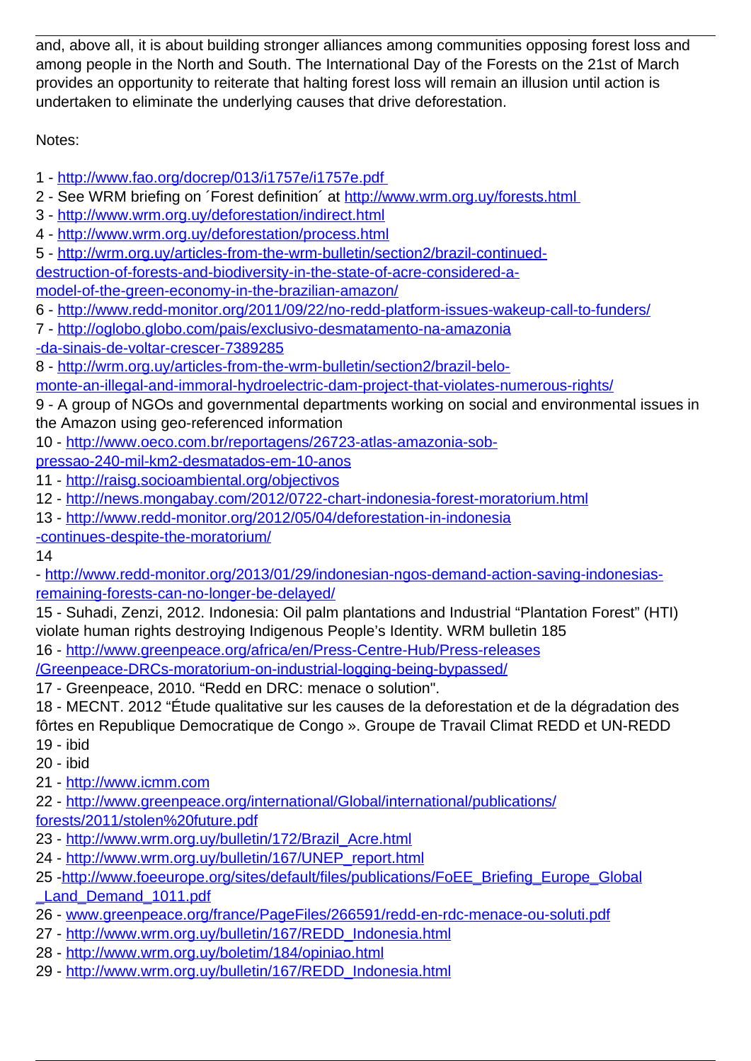and, above all, it is about building stronger alliances among communities opposing forest loss and among people in the North and South. The International Day of the Forests on the 21st of March provides an opportunity to reiterate that halting forest loss will remain an illusion until action is undertaken to eliminate the underlying causes that drive deforestation.

Notes:

1 - http://www.fao.org/docrep/013/i1757e/i1757e.pdf
2 - See WRM briefing on ´Forest definition´ at http://www.wrm.org.uy/forests.html
3 - http://www.wrm.org.uy/deforestation/indirect.html
4 - http://www.wrm.org.uy/deforestation/process.html
5 - http://wrm.org.uy/articles-from-the-wrm-bulletin/section2/brazil-continued-destruction-of-forests-and-biodiversity-in-the-state-of-acre-considered-a-model-of-the-green-economy-in-the-brazilian-amazon/
6 - http://www.redd-monitor.org/2011/09/22/no-redd-platform-issues-wakeup-call-to-funders/
7 - http://oglobo.globo.com/pais/exclusivo-desmatamento-na-amazonia-da-sinais-de-voltar-crescer-7389285
8 - http://wrm.org.uy/articles-from-the-wrm-bulletin/section2/brazil-belo-monte-an-illegal-and-immoral-hydroelectric-dam-project-that-violates-numerous-rights/
9 - A group of NGOs and governmental departments working on social and environmental issues in the Amazon using geo-referenced information
10 - http://www.oeco.com.br/reportagens/26723-atlas-amazonia-sob-pressao-240-mil-km2-desmatados-em-10-anos
11 - http://raisg.socioambiental.org/objectivos
12 - http://news.mongabay.com/2012/0722-chart-indonesia-forest-moratorium.html
13 - http://www.redd-monitor.org/2012/05/04/deforestation-in-indonesia-continues-despite-the-moratorium/
14 - http://www.redd-monitor.org/2013/01/29/indonesian-ngos-demand-action-saving-indonesias-remaining-forests-can-no-longer-be-delayed/
15 - Suhadi, Zenzi, 2012. Indonesia: Oil palm plantations and Industrial “Plantation Forest” (HTI) violate human rights destroying Indigenous People’s Identity. WRM bulletin 185
16 - http://www.greenpeace.org/africa/en/Press-Centre-Hub/Press-releases/Greenpeace-DRCs-moratorium-on-industrial-logging-being-bypassed/
17 - Greenpeace, 2010. “Redd en DRC: menace o solution".
18 - MECNT. 2012 “Étude qualitative sur les causes de la deforestation et de la dégradation des fôrtes en Republique Democratique de Congo ». Groupe de Travail Climat REDD et UN-REDD
19 - ibid
20 - ibid
21 - http://www.icmm.com
22 - http://www.greenpeace.org/international/Global/international/publications/forests/2011/stolen%20future.pdf
23 - http://www.wrm.org.uy/bulletin/172/Brazil_Acre.html
24 - http://www.wrm.org.uy/bulletin/167/UNEP_report.html
25 -http://www.foeeurope.org/sites/default/files/publications/FoEE_Briefing_Europe_Global_Land_Demand_1011.pdf
26 - www.greenpeace.org/france/PageFiles/266591/redd-en-rdc-menace-ou-soluti.pdf
27 - http://www.wrm.org.uy/bulletin/167/REDD_Indonesia.html
28 - http://www.wrm.org.uy/boletim/184/opiniao.html
29 - http://www.wrm.org.uy/bulletin/167/REDD_Indonesia.html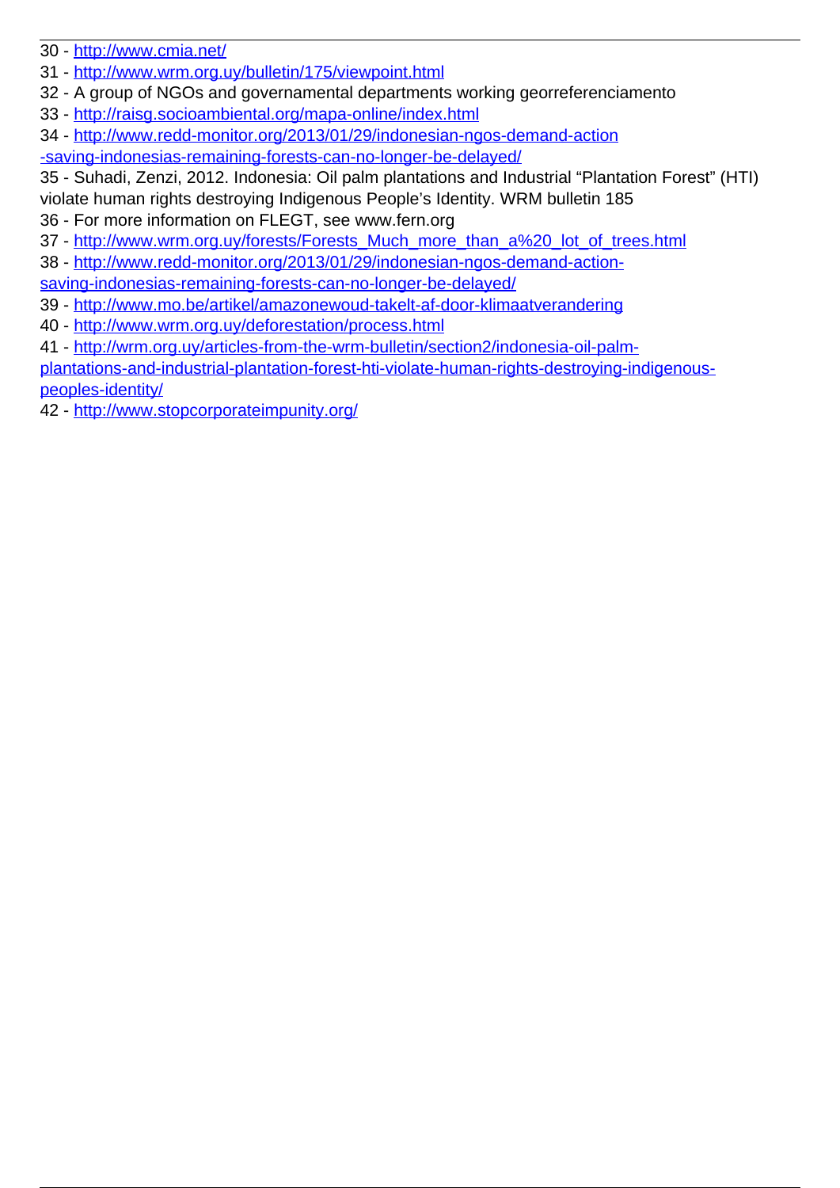30 - http://www.cmia.net/

31 - http://www.wrm.org.uy/bulletin/175/viewpoint.html

32 - A group of NGOs and governamental departments working georreferenciamento

33 - http://raisg.socioambiental.org/mapa-online/index.html

34 - http://www.redd-monitor.org/2013/01/29/indonesian-ngos-demand-action-saving-indonesias-remaining-forests-can-no-longer-be-delayed/

35 - Suhadi, Zenzi, 2012. Indonesia: Oil palm plantations and Industrial "Plantation Forest" (HTI) violate human rights destroying Indigenous People's Identity. WRM bulletin 185

36 - For more information on FLEGT, see www.fern.org

37 - http://www.wrm.org.uy/forests/Forests_Much_more_than_a%20_lot_of_trees.html

38 - http://www.redd-monitor.org/2013/01/29/indonesian-ngos-demand-action-saving-indonesias-remaining-forests-can-no-longer-be-delayed/

39 - http://www.mo.be/artikel/amazonewoud-takelt-af-door-klimaatverandering

40 - http://www.wrm.org.uy/deforestation/process.html

41 - http://wrm.org.uy/articles-from-the-wrm-bulletin/section2/indonesia-oil-palm-plantations-and-industrial-plantation-forest-hti-violate-human-rights-destroying-indigenous-peoples-identity/

42 - http://www.stopcorporateimpunity.org/